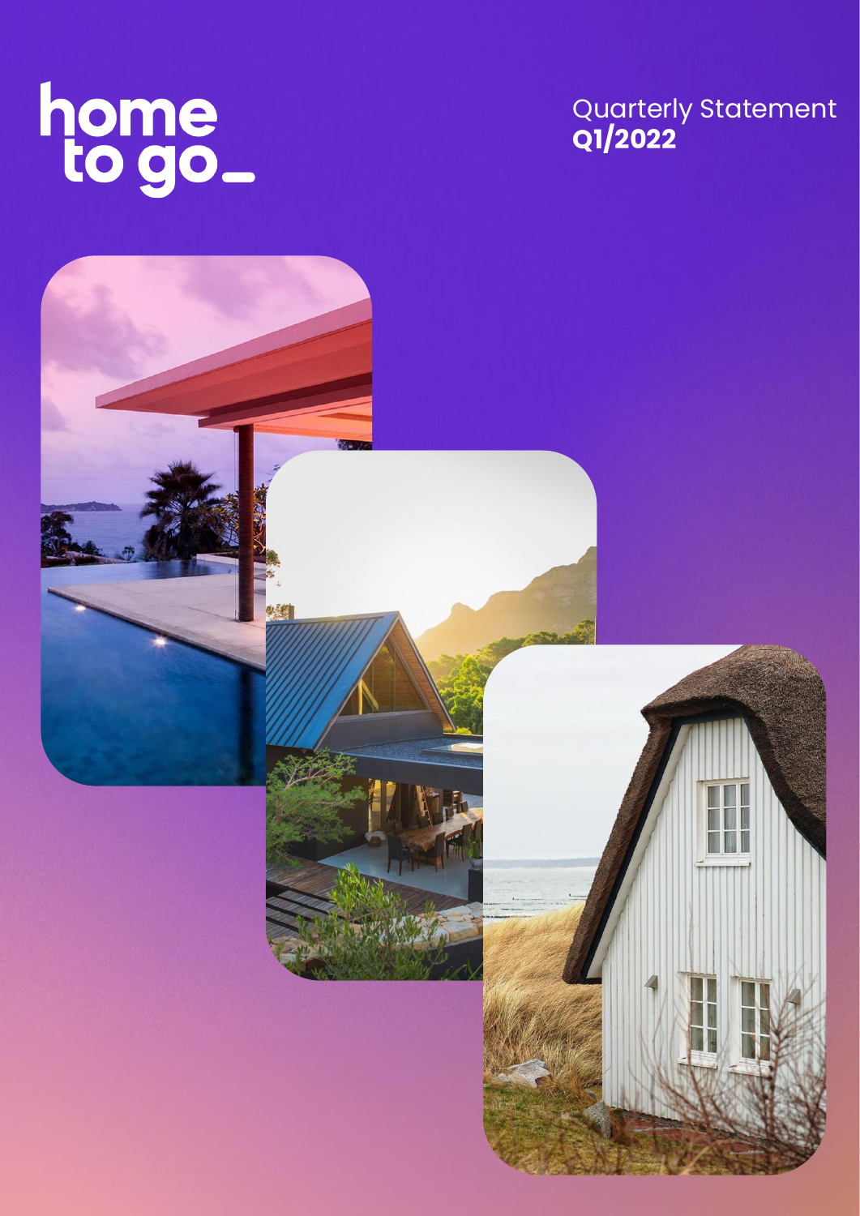home to go_

# Quarterly Statement
**Q1/2022**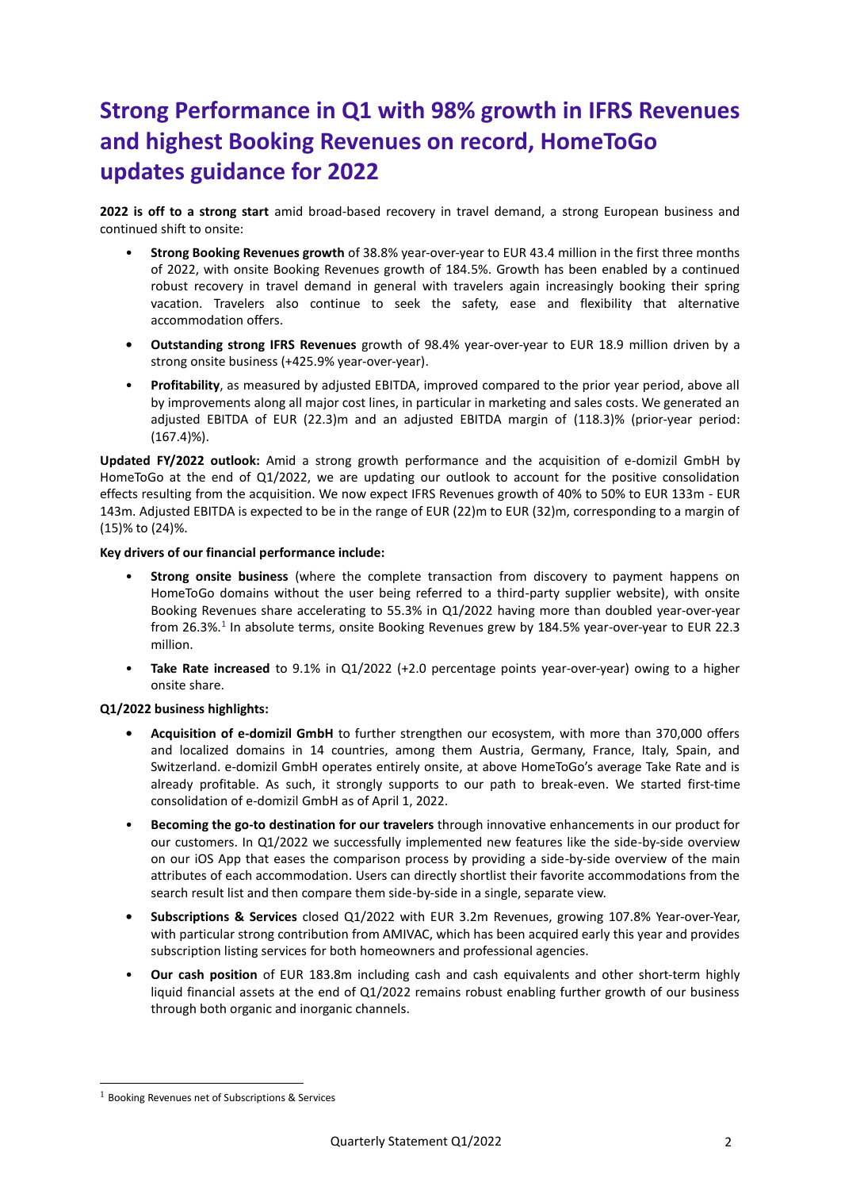# Strong Performance in Q1 with 98% growth in IFRS Revenues and highest Booking Revenues on record, HomeToGo updates guidance for 2022

**2022 is off to a strong start** amid broad-based recovery in travel demand, a strong European business and continued shift to onsite:

- **Strong Booking Revenues growth** of 38.8% year-over-year to EUR 43.4 million in the first three months of 2022, with onsite Booking Revenues growth of 184.5%. Growth has been enabled by a continued robust recovery in travel demand in general with travelers again increasingly booking their spring vacation. Travelers also continue to seek the safety, ease and flexibility that alternative accommodation offers.
- **Outstanding strong IFRS Revenues** growth of 98.4% year-over-year to EUR 18.9 million driven by a strong onsite business (+425.9% year-over-year).
- **Profitability**, as measured by adjusted EBITDA, improved compared to the prior year period, above all by improvements along all major cost lines, in particular in marketing and sales costs. We generated an adjusted EBITDA of EUR (22.3)m and an adjusted EBITDA margin of (118.3)% (prior-year period: (167.4)%).

**Updated FY/2022 outlook:** Amid a strong growth performance and the acquisition of e-domizil GmbH by HomeToGo at the end of Q1/2022, we are updating our outlook to account for the positive consolidation effects resulting from the acquisition. We now expect IFRS Revenues growth of 40% to 50% to EUR 133m - EUR 143m. Adjusted EBITDA is expected to be in the range of EUR (22)m to EUR (32)m, corresponding to a margin of (15)% to (24)%.

**Key drivers of our financial performance include:**

- **Strong onsite business** (where the complete transaction from discovery to payment happens on HomeToGo domains without the user being referred to a third-party supplier website), with onsite Booking Revenues share accelerating to 55.3% in Q1/2022 having more than doubled year-over-year from 26.3%.[1] In absolute terms, onsite Booking Revenues grew by 184.5% year-over-year to EUR 22.3 million.
- **Take Rate increased** to 9.1% in Q1/2022 (+2.0 percentage points year-over-year) owing to a higher onsite share.

**Q1/2022 business highlights:**

- **Acquisition of e-domizil GmbH** to further strengthen our ecosystem, with more than 370,000 offers and localized domains in 14 countries, among them Austria, Germany, France, Italy, Spain, and Switzerland. e-domizil GmbH operates entirely onsite, at above HomeToGo's average Take Rate and is already profitable. As such, it strongly supports to our path to break-even. We started first-time consolidation of e-domizil GmbH as of April 1, 2022.
- **Becoming the go-to destination for our travelers** through innovative enhancements in our product for our customers. In Q1/2022 we successfully implemented new features like the side-by-side overview on our iOS App that eases the comparison process by providing a side-by-side overview of the main attributes of each accommodation. Users can directly shortlist their favorite accommodations from the search result list and then compare them side-by-side in a single, separate view.
- **Subscriptions & Services** closed Q1/2022 with EUR 3.2m Revenues, growing 107.8% Year-over-Year, with particular strong contribution from AMIVAC, which has been acquired early this year and provides subscription listing services for both homeowners and professional agencies.
- **Our cash position** of EUR 183.8m including cash and cash equivalents and other short-term highly liquid financial assets at the end of Q1/2022 remains robust enabling further growth of our business through both organic and inorganic channels.

[1] Booking Revenues net of Subscriptions & Services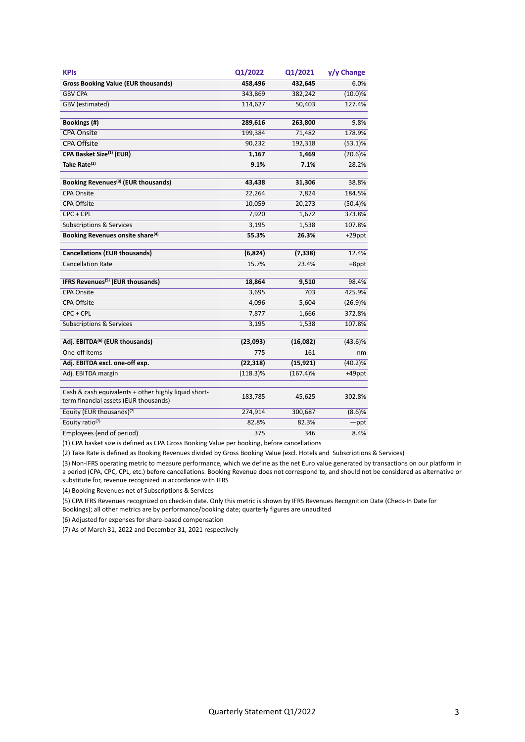| KPIs | Q1/2022 | Q1/2021 | y/y Change |
|---|---|---|---|
| **Gross Booking Value (EUR thousands)** | **458,496** | **432,645** | 6.0% |
| GBV CPA | 343,869 | 382,242 | (10.0)% |
| GBV (estimated) | 114,627 | 50,403 | 127.4% |
| | | | |
| **Bookings (#)** | **289,616** | **263,800** | 9.8% |
| CPA Onsite | 199,384 | 71,482 | 178.9% |
| CPA Offsite | 90,232 | 192,318 | (53.1)% |
| **CPA Basket Size[1] (EUR)** | **1,167** | **1,469** | (20.6)% |
| **Take Rate[2]** | **9.1%** | **7.1%** | 28.2% |
| | | | |
| **Booking Revenues[3] (EUR thousands)** | **43,438** | **31,306** | 38.8% |
| CPA Onsite | 22,264 | 7,824 | 184.5% |
| CPA Offsite | 10,059 | 20,273 | (50.4)% |
| CPC + CPL | 7,920 | 1,672 | 373.8% |
| Subscriptions & Services | 3,195 | 1,538 | 107.8% |
| **Booking Revenues onsite share[4]** | **55.3%** | **26.3%** | +29ppt |
| | | | |
| **Cancellations (EUR thousands)** | **(6,824)** | **(7,338)** | 12.4% |
| Cancellation Rate | 15.7% | 23.4% | +8ppt |
| | | | |
| **IFRS Revenues[5] (EUR thousands)** | **18,864** | **9,510** | 98.4% |
| CPA Onsite | 3,695 | 703 | 425.9% |
| CPA Offsite | 4,096 | 5,604 | (26.9)% |
| CPC + CPL | 7,877 | 1,666 | 372.8% |
| Subscriptions & Services | 3,195 | 1,538 | 107.8% |
| | | | |
| **Adj. EBITDA[6] (EUR thousands)** | **(23,093)** | **(16,082)** | (43.6)% |
| One-off items | 775 | 161 | nm |
| **Adj. EBITDA excl. one-off exp.** | **(22,318)** | **(15,921)** | (40.2)% |
| Adj. EBITDA margin | (118.3)% | (167.4)% | +49ppt |
| | | | |
| Cash & cash equivalents + other highly liquid short-term financial assets (EUR thousands) | 183,785 | 45,625 | 302.8% |
| Equity (EUR thousands)[7] | 274,914 | 300,687 | (8.6)% |
| Equity ratio[7] | 82.8% | 82.3% | —ppt |
| Employees (end of period) | 375 | 346 | 8.4% |

(1) CPA basket size is defined as CPA Gross Booking Value per booking, before cancellations

(2) Take Rate is defined as Booking Revenues divided by Gross Booking Value (excl. Hotels and Subscriptions & Services)

(3) Non-IFRS operating metric to measure performance, which we define as the net Euro value generated by transactions on our platform in a period (CPA, CPC, CPL, etc.) before cancellations. Booking Revenue does not correspond to, and should not be considered as alternative or substitute for, revenue recognized in accordance with IFRS

(4) Booking Revenues net of Subscriptions & Services

(5) CPA IFRS Revenues recognized on check-in date. Only this metric is shown by IFRS Revenues Recognition Date (Check-In Date for Bookings); all other metrics are by performance/booking date; quarterly figures are unaudited

(6) Adjusted for expenses for share-based compensation

(7) As of March 31, 2022 and December 31, 2021 respectively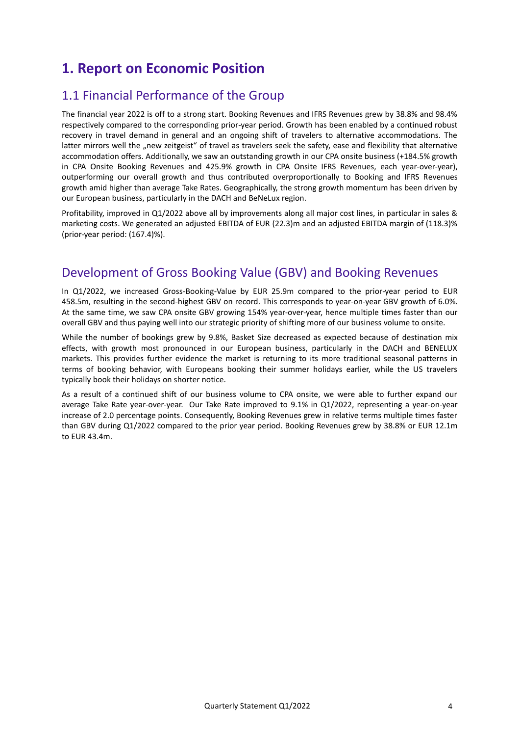# 1. Report on Economic Position

## 1.1 Financial Performance of the Group

The financial year 2022 is off to a strong start. Booking Revenues and IFRS Revenues grew by 38.8% and 98.4% respectively compared to the corresponding prior-year period. Growth has been enabled by a continued robust recovery in travel demand in general and an ongoing shift of travelers to alternative accommodations. The latter mirrors well the „new zeitgeist" of travel as travelers seek the safety, ease and flexibility that alternative accommodation offers. Additionally, we saw an outstanding growth in our CPA onsite business (+184.5% growth in CPA Onsite Booking Revenues and 425.9% growth in CPA Onsite IFRS Revenues, each year-over-year), outperforming our overall growth and thus contributed overproportionally to Booking and IFRS Revenues growth amid higher than average Take Rates. Geographically, the strong growth momentum has been driven by our European business, particularly in the DACH and BeNeLux region.

Profitability, improved in Q1/2022 above all by improvements along all major cost lines, in particular in sales & marketing costs. We generated an adjusted EBITDA of EUR (22.3)m and an adjusted EBITDA margin of (118.3)% (prior-year period: (167.4)%).

## Development of Gross Booking Value (GBV) and Booking Revenues

In Q1/2022, we increased Gross-Booking-Value by EUR 25.9m compared to the prior-year period to EUR 458.5m, resulting in the second-highest GBV on record. This corresponds to year-on-year GBV growth of 6.0%. At the same time, we saw CPA onsite GBV growing 154% year-over-year, hence multiple times faster than our overall GBV and thus paying well into our strategic priority of shifting more of our business volume to onsite.

While the number of bookings grew by 9.8%, Basket Size decreased as expected because of destination mix effects, with growth most pronounced in our European business, particularly in the DACH and BENELUX markets. This provides further evidence the market is returning to its more traditional seasonal patterns in terms of booking behavior, with Europeans booking their summer holidays earlier, while the US travelers typically book their holidays on shorter notice.

As a result of a continued shift of our business volume to CPA onsite, we were able to further expand our average Take Rate year-over-year. Our Take Rate improved to 9.1% in Q1/2022, representing a year-on-year increase of 2.0 percentage points. Consequently, Booking Revenues grew in relative terms multiple times faster than GBV during Q1/2022 compared to the prior year period. Booking Revenues grew by 38.8% or EUR 12.1m to EUR 43.4m.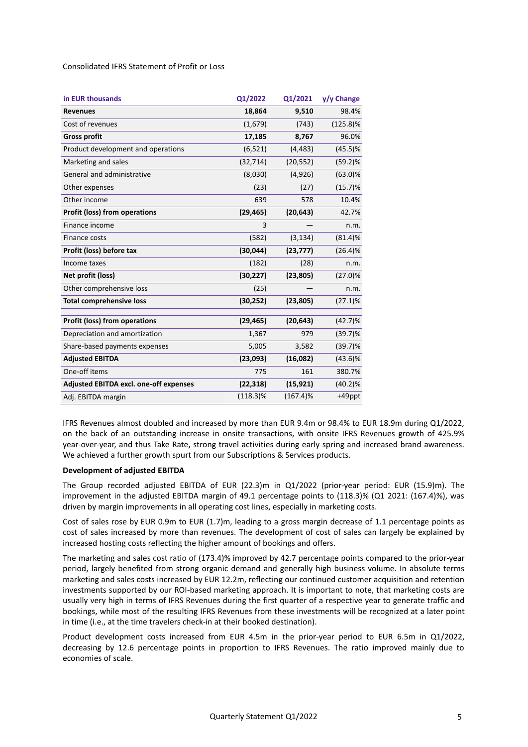Consolidated IFRS Statement of Profit or Loss

| in EUR thousands | Q1/2022 | Q1/2021 | y/y Change |
|---|---|---|---|
| **Revenues** | **18,864** | **9,510** | 98.4% |
| Cost of revenues | (1,679) | (743) | (125.8)% |
| **Gross profit** | **17,185** | **8,767** | 96.0% |
| Product development and operations | (6,521) | (4,483) | (45.5)% |
| Marketing and sales | (32,714) | (20,552) | (59.2)% |
| General and administrative | (8,030) | (4,926) | (63.0)% |
| Other expenses | (23) | (27) | (15.7)% |
| Other income | 639 | 578 | 10.4% |
| **Profit (loss) from operations** | **(29,465)** | **(20,643)** | 42.7% |
| Finance income | 3 | — | n.m. |
| Finance costs | (582) | (3,134) | (81.4)% |
| **Profit (loss) before tax** | **(30,044)** | **(23,777)** | (26.4)% |
| Income taxes | (182) | (28) | n.m. |
| **Net profit (loss)** | **(30,227)** | **(23,805)** | (27.0)% |
| Other comprehensive loss | (25) | — | n.m. |
| **Total comprehensive loss** | **(30,252)** | **(23,805)** | (27.1)% |
| | | | |
| **Profit (loss) from operations** | **(29,465)** | **(20,643)** | (42.7)% |
| Depreciation and amortization | 1,367 | 979 | (39.7)% |
| Share-based payments expenses | 5,005 | 3,582 | (39.7)% |
| **Adjusted EBITDA** | **(23,093)** | **(16,082)** | (43.6)% |
| One-off items | 775 | 161 | 380.7% |
| **Adjusted EBITDA excl. one-off expenses** | **(22,318)** | **(15,921)** | (40.2)% |
| Adj. EBITDA margin | (118.3)% | (167.4)% | +49ppt |

IFRS Revenues almost doubled and increased by more than EUR 9.4m or 98.4% to EUR 18.9m during Q1/2022, on the back of an outstanding increase in onsite transactions, with onsite IFRS Revenues growth of 425.9% year-over-year, and thus Take Rate, strong travel activities during early spring and increased brand awareness. We achieved a further growth spurt from our Subscriptions & Services products.

**Development of adjusted EBITDA**

The Group recorded adjusted EBITDA of EUR (22.3)m in Q1/2022 (prior-year period: EUR (15.9)m). The improvement in the adjusted EBITDA margin of 49.1 percentage points to (118.3)% (Q1 2021: (167.4)%), was driven by margin improvements in all operating cost lines, especially in marketing costs.

Cost of sales rose by EUR 0.9m to EUR (1.7)m, leading to a gross margin decrease of 1.1 percentage points as cost of sales increased by more than revenues. The development of cost of sales can largely be explained by increased hosting costs reflecting the higher amount of bookings and offers.

The marketing and sales cost ratio of (173.4)% improved by 42.7 percentage points compared to the prior-year period, largely benefited from strong organic demand and generally high business volume. In absolute terms marketing and sales costs increased by EUR 12.2m, reflecting our continued customer acquisition and retention investments supported by our ROI-based marketing approach. It is important to note, that marketing costs are usually very high in terms of IFRS Revenues during the first quarter of a respective year to generate traffic and bookings, while most of the resulting IFRS Revenues from these investments will be recognized at a later point in time (i.e., at the time travelers check-in at their booked destination).

Product development costs increased from EUR 4.5m in the prior-year period to EUR 6.5m in Q1/2022, decreasing by 12.6 percentage points in proportion to IFRS Revenues. The ratio improved mainly due to economies of scale.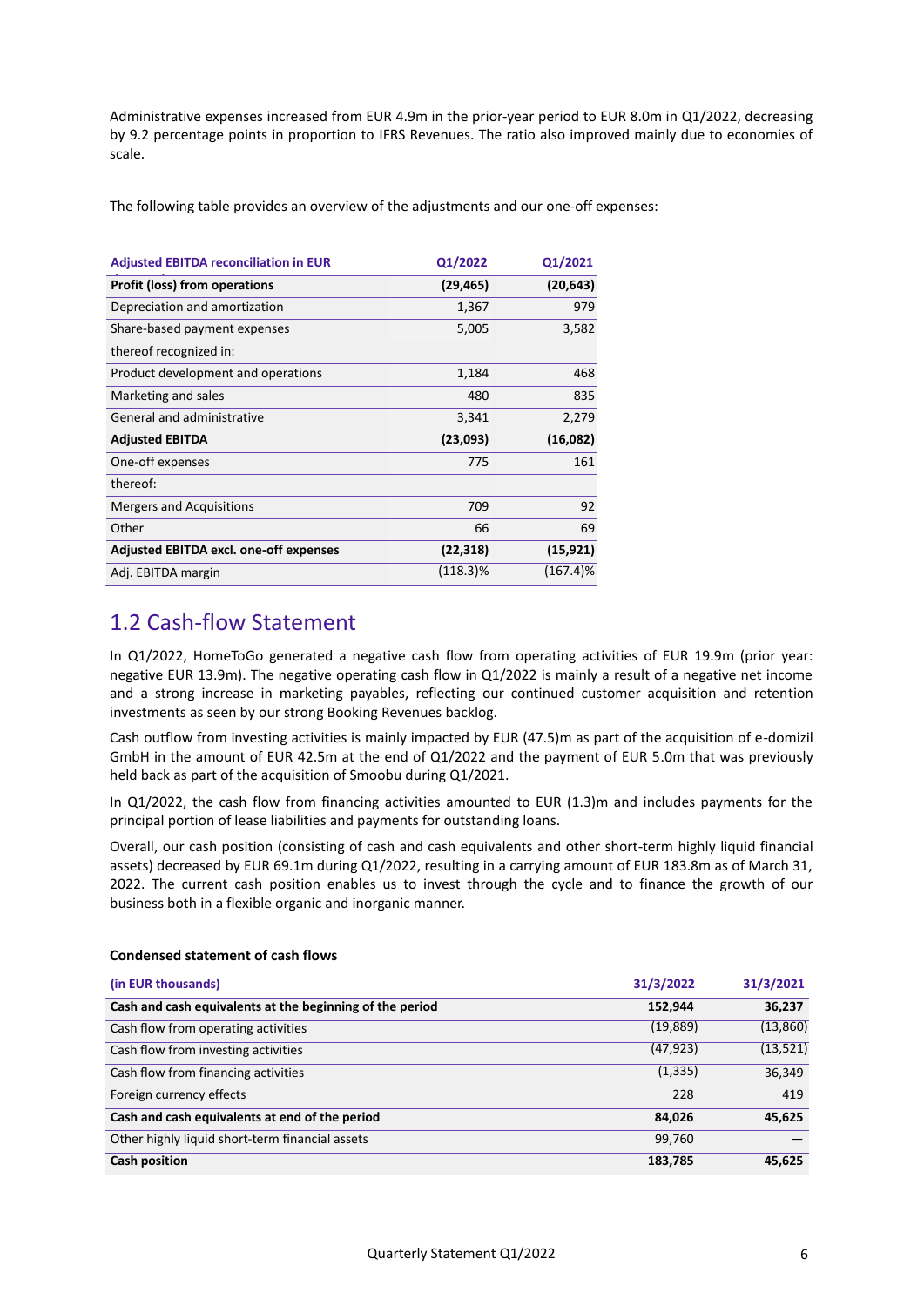Administrative expenses increased from EUR 4.9m in the prior-year period to EUR 8.0m in Q1/2022, decreasing by 9.2 percentage points in proportion to IFRS Revenues. The ratio also improved mainly due to economies of scale.

The following table provides an overview of the adjustments and our one-off expenses:

| Adjusted EBITDA reconciliation in EUR | Q1/2022 | Q1/2021 |
|---|---|---|
| **Profit (loss) from operations** | **(29,465)** | **(20,643)** |
| Depreciation and amortization | 1,367 | 979 |
| Share-based payment expenses | 5,005 | 3,582 |
| thereof recognized in: | | |
| Product development and operations | 1,184 | 468 |
| Marketing and sales | 480 | 835 |
| General and administrative | 3,341 | 2,279 |
| **Adjusted EBITDA** | **(23,093)** | **(16,082)** |
| One-off expenses | 775 | 161 |
| thereof: | | |
| Mergers and Acquisitions | 709 | 92 |
| Other | 66 | 69 |
| **Adjusted EBITDA excl. one-off expenses** | **(22,318)** | **(15,921)** |
| Adj. EBITDA margin | (118.3)% | (167.4)% |

## 1.2 Cash-flow Statement

In Q1/2022, HomeToGo generated a negative cash flow from operating activities of EUR 19.9m (prior year: negative EUR 13.9m). The negative operating cash flow in Q1/2022 is mainly a result of a negative net income and a strong increase in marketing payables, reflecting our continued customer acquisition and retention investments as seen by our strong Booking Revenues backlog.

Cash outflow from investing activities is mainly impacted by EUR (47.5)m as part of the acquisition of e-domizil GmbH in the amount of EUR 42.5m at the end of Q1/2022 and the payment of EUR 5.0m that was previously held back as part of the acquisition of Smoobu during Q1/2021.

In Q1/2022, the cash flow from financing activities amounted to EUR (1.3)m and includes payments for the principal portion of lease liabilities and payments for outstanding loans.

Overall, our cash position (consisting of cash and cash equivalents and other short-term highly liquid financial assets) decreased by EUR 69.1m during Q1/2022, resulting in a carrying amount of EUR 183.8m as of March 31, 2022. The current cash position enables us to invest through the cycle and to finance the growth of our business both in a flexible organic and inorganic manner.

**Condensed statement of cash flows**

| (in EUR thousands) | 31/3/2022 | 31/3/2021 |
|---|---|---|
| **Cash and cash equivalents at the beginning of the period** | **152,944** | **36,237** |
| Cash flow from operating activities | (19,889) | (13,860) |
| Cash flow from investing activities | (47,923) | (13,521) |
| Cash flow from financing activities | (1,335) | 36,349 |
| Foreign currency effects | 228 | 419 |
| **Cash and cash equivalents at end of the period** | **84,026** | **45,625** |
| Other highly liquid short-term financial assets | 99,760 | — |
| **Cash position** | **183,785** | **45,625** |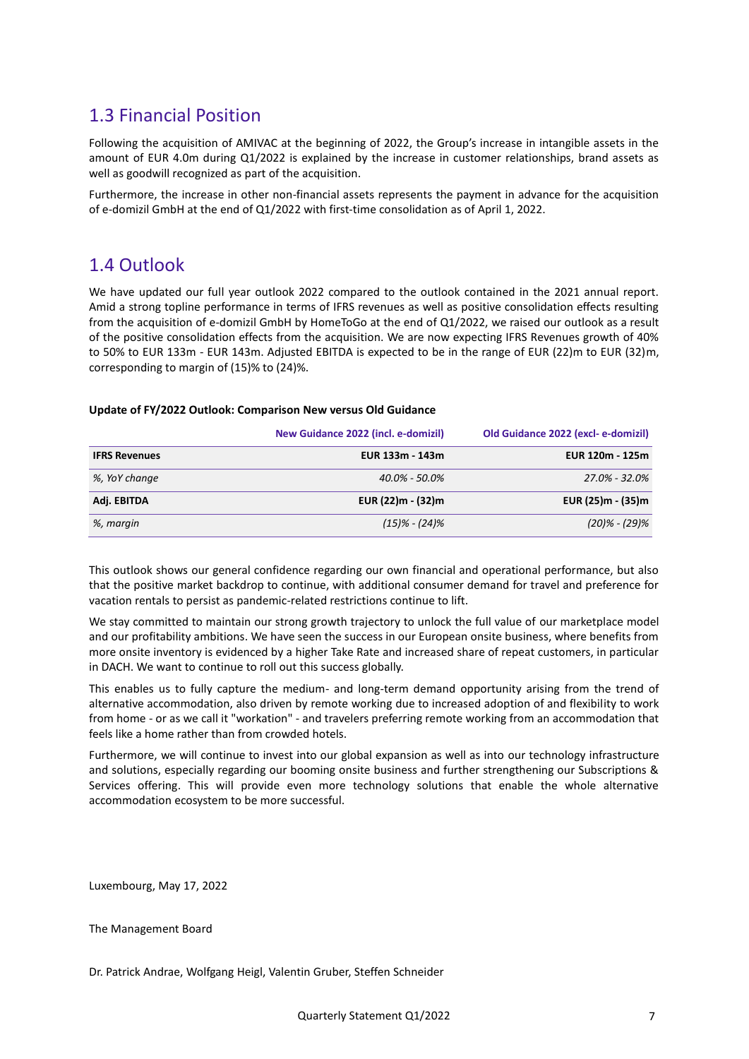## 1.3 Financial Position

Following the acquisition of AMIVAC at the beginning of 2022, the Group's increase in intangible assets in the amount of EUR 4.0m during Q1/2022 is explained by the increase in customer relationships, brand assets as well as goodwill recognized as part of the acquisition.

Furthermore, the increase in other non-financial assets represents the payment in advance for the acquisition of e-domizil GmbH at the end of Q1/2022 with first-time consolidation as of April 1, 2022.

## 1.4 Outlook

We have updated our full year outlook 2022 compared to the outlook contained in the 2021 annual report. Amid a strong topline performance in terms of IFRS revenues as well as positive consolidation effects resulting from the acquisition of e-domizil GmbH by HomeToGo at the end of Q1/2022, we raised our outlook as a result of the positive consolidation effects from the acquisition. We are now expecting IFRS Revenues growth of 40% to 50% to EUR 133m - EUR 143m. Adjusted EBITDA is expected to be in the range of EUR (22)m to EUR (32)m, corresponding to margin of (15)% to (24)%.

**Update of FY/2022 Outlook: Comparison New versus Old Guidance**

| | New Guidance 2022 (incl. e-domizil) | Old Guidance 2022 (excl- e-domizil) |
|---|---|---|
| **IFRS Revenues** | **EUR 133m - 143m** | **EUR 120m - 125m** |
| *%, YoY change* | *40.0% - 50.0%* | *27.0% - 32.0%* |
| **Adj. EBITDA** | **EUR (22)m - (32)m** | **EUR (25)m - (35)m** |
| *%, margin* | *(15)% - (24)%* | *(20)% - (29)%* |

This outlook shows our general confidence regarding our own financial and operational performance, but also that the positive market backdrop to continue, with additional consumer demand for travel and preference for vacation rentals to persist as pandemic-related restrictions continue to lift.

We stay committed to maintain our strong growth trajectory to unlock the full value of our marketplace model and our profitability ambitions. We have seen the success in our European onsite business, where benefits from more onsite inventory is evidenced by a higher Take Rate and increased share of repeat customers, in particular in DACH. We want to continue to roll out this success globally.

This enables us to fully capture the medium- and long-term demand opportunity arising from the trend of alternative accommodation, also driven by remote working due to increased adoption of and flexibility to work from home - or as we call it "workation" - and travelers preferring remote working from an accommodation that feels like a home rather than from crowded hotels.

Furthermore, we will continue to invest into our global expansion as well as into our technology infrastructure and solutions, especially regarding our booming onsite business and further strengthening our Subscriptions & Services offering. This will provide even more technology solutions that enable the whole alternative accommodation ecosystem to be more successful.

Luxembourg, May 17, 2022

The Management Board

Dr. Patrick Andrae, Wolfgang Heigl, Valentin Gruber, Steffen Schneider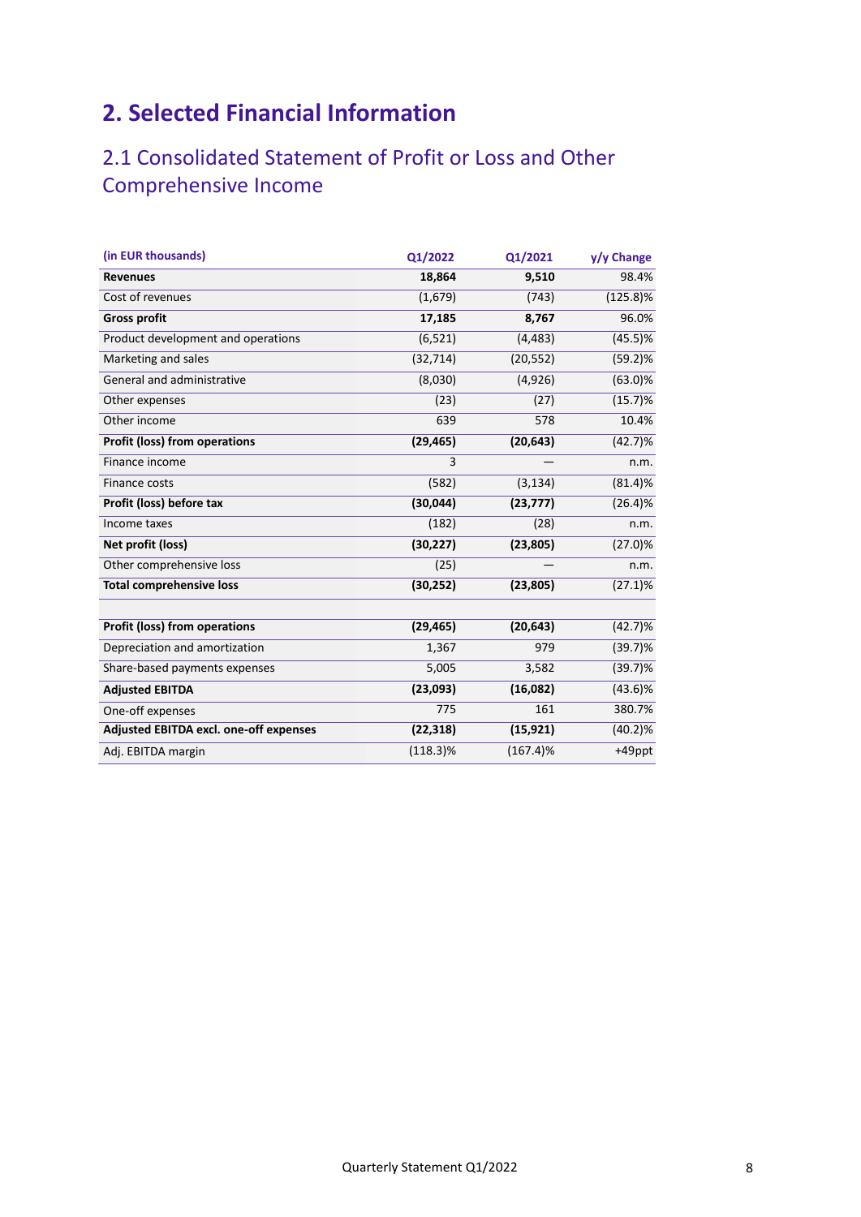# 2. Selected Financial Information

## 2.1 Consolidated Statement of Profit or Loss and Other Comprehensive Income

| (in EUR thousands) | Q1/2022 | Q1/2021 | y/y Change |
|---|---|---|---|
| **Revenues** | **18,864** | **9,510** | 98.4% |
| Cost of revenues | (1,679) | (743) | (125.8)% |
| **Gross profit** | **17,185** | **8,767** | 96.0% |
| Product development and operations | (6,521) | (4,483) | (45.5)% |
| Marketing and sales | (32,714) | (20,552) | (59.2)% |
| General and administrative | (8,030) | (4,926) | (63.0)% |
| Other expenses | (23) | (27) | (15.7)% |
| Other income | 639 | 578 | 10.4% |
| **Profit (loss) from operations** | **(29,465)** | **(20,643)** | (42.7)% |
| Finance income | 3 | — | n.m. |
| Finance costs | (582) | (3,134) | (81.4)% |
| **Profit (loss) before tax** | **(30,044)** | **(23,777)** | (26.4)% |
| Income taxes | (182) | (28) | n.m. |
| **Net profit (loss)** | **(30,227)** | **(23,805)** | (27.0)% |
| Other comprehensive loss | (25) | — | n.m. |
| **Total comprehensive loss** | **(30,252)** | **(23,805)** | (27.1)% |
| | | | |
| **Profit (loss) from operations** | **(29,465)** | **(20,643)** | (42.7)% |
| Depreciation and amortization | 1,367 | 979 | (39.7)% |
| Share-based payments expenses | 5,005 | 3,582 | (39.7)% |
| **Adjusted EBITDA** | **(23,093)** | **(16,082)** | (43.6)% |
| One-off expenses | 775 | 161 | 380.7% |
| **Adjusted EBITDA excl. one-off expenses** | **(22,318)** | **(15,921)** | (40.2)% |
| Adj. EBITDA margin | (118.3)% | (167.4)% | +49ppt |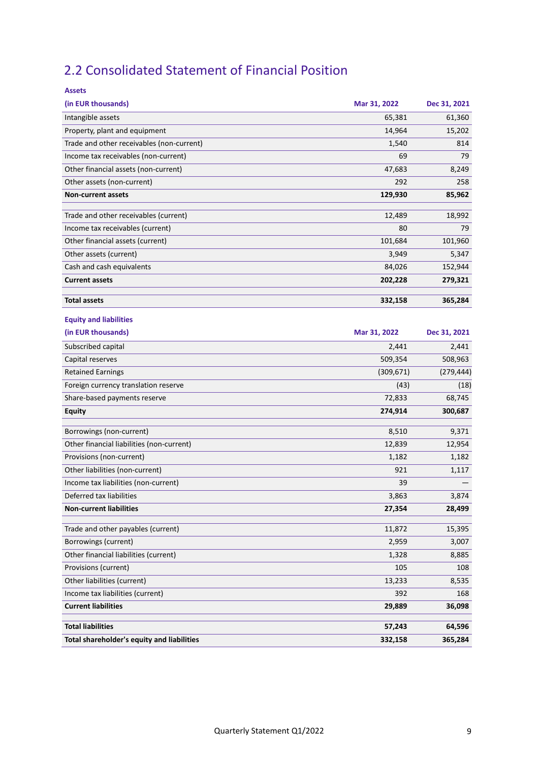## 2.2 Consolidated Statement of Financial Position

**Assets**

| (in EUR thousands) | Mar 31, 2022 | Dec 31, 2021 |
|---|---|---|
| Intangible assets | 65,381 | 61,360 |
| Property, plant and equipment | 14,964 | 15,202 |
| Trade and other receivables (non-current) | 1,540 | 814 |
| Income tax receivables (non-current) | 69 | 79 |
| Other financial assets (non-current) | 47,683 | 8,249 |
| Other assets (non-current) | 292 | 258 |
| **Non-current assets** | **129,930** | **85,962** |
| | | |
| Trade and other receivables (current) | 12,489 | 18,992 |
| Income tax receivables (current) | 80 | 79 |
| Other financial assets (current) | 101,684 | 101,960 |
| Other assets (current) | 3,949 | 5,347 |
| Cash and cash equivalents | 84,026 | 152,944 |
| **Current assets** | **202,228** | **279,321** |
| | | |
| **Total assets** | **332,158** | **365,284** |

**Equity and liabilities**

| (in EUR thousands) | Mar 31, 2022 | Dec 31, 2021 |
|---|---|---|
| Subscribed capital | 2,441 | 2,441 |
| Capital reserves | 509,354 | 508,963 |
| Retained Earnings | (309,671) | (279,444) |
| Foreign currency translation reserve | (43) | (18) |
| Share-based payments reserve | 72,833 | 68,745 |
| **Equity** | **274,914** | **300,687** |
| | | |
| Borrowings (non-current) | 8,510 | 9,371 |
| Other financial liabilities (non-current) | 12,839 | 12,954 |
| Provisions (non-current) | 1,182 | 1,182 |
| Other liabilities (non-current) | 921 | 1,117 |
| Income tax liabilities (non-current) | 39 | — |
| Deferred tax liabilities | 3,863 | 3,874 |
| **Non-current liabilities** | **27,354** | **28,499** |
| | | |
| Trade and other payables (current) | 11,872 | 15,395 |
| Borrowings (current) | 2,959 | 3,007 |
| Other financial liabilities (current) | 1,328 | 8,885 |
| Provisions (current) | 105 | 108 |
| Other liabilities (current) | 13,233 | 8,535 |
| Income tax liabilities (current) | 392 | 168 |
| **Current liabilities** | **29,889** | **36,098** |
| | | |
| **Total liabilities** | **57,243** | **64,596** |
| **Total shareholder's equity and liabilities** | **332,158** | **365,284** |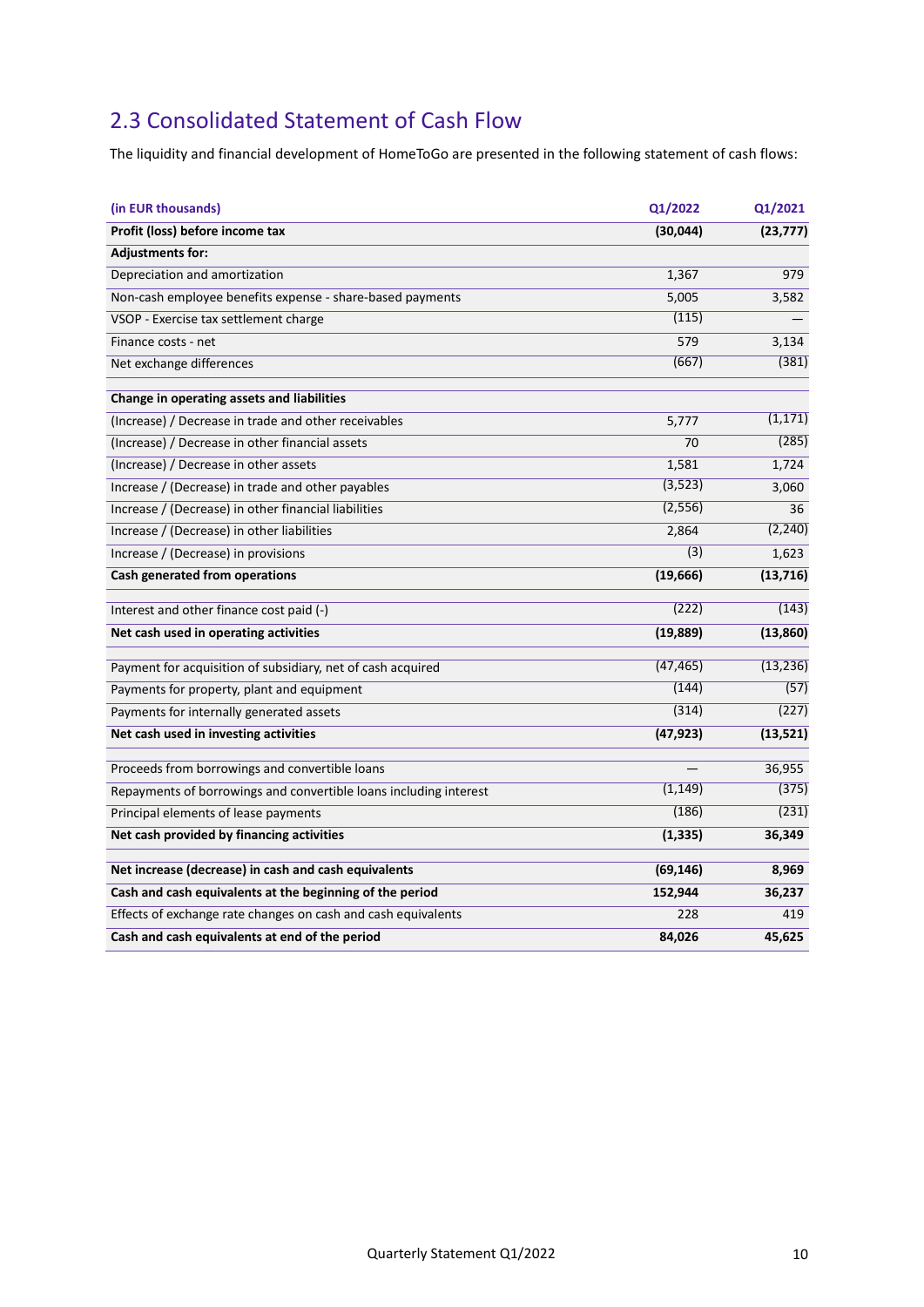## 2.3 Consolidated Statement of Cash Flow

The liquidity and financial development of HomeToGo are presented in the following statement of cash flows:

| (in EUR thousands) | Q1/2022 | Q1/2021 |
|---|---|---|
| **Profit (loss) before income tax** | **(30,044)** | **(23,777)** |
| **Adjustments for:** | | |
| Depreciation and amortization | 1,367 | 979 |
| Non-cash employee benefits expense - share-based payments | 5,005 | 3,582 |
| VSOP - Exercise tax settlement charge | (115) | — |
| Finance costs - net | 579 | 3,134 |
| Net exchange differences | (667) | (381) |
| | | |
| **Change in operating assets and liabilities** | | |
| (Increase) / Decrease in trade and other receivables | 5,777 | (1,171) |
| (Increase) / Decrease in other financial assets | 70 | (285) |
| (Increase) / Decrease in other assets | 1,581 | 1,724 |
| Increase / (Decrease) in trade and other payables | (3,523) | 3,060 |
| Increase / (Decrease) in other financial liabilities | (2,556) | 36 |
| Increase / (Decrease) in other liabilities | 2,864 | (2,240) |
| Increase / (Decrease) in provisions | (3) | 1,623 |
| **Cash generated from operations** | **(19,666)** | **(13,716)** |
| | | |
| Interest and other finance cost paid (-) | (222) | (143) |
| **Net cash used in operating activities** | **(19,889)** | **(13,860)** |
| | | |
| Payment for acquisition of subsidiary, net of cash acquired | (47,465) | (13,236) |
| Payments for property, plant and equipment | (144) | (57) |
| Payments for internally generated assets | (314) | (227) |
| **Net cash used in investing activities** | **(47,923)** | **(13,521)** |
| | | |
| Proceeds from borrowings and convertible loans | — | 36,955 |
| Repayments of borrowings and convertible loans including interest | (1,149) | (375) |
| Principal elements of lease payments | (186) | (231) |
| **Net cash provided by financing activities** | **(1,335)** | **36,349** |
| | | |
| **Net increase (decrease) in cash and cash equivalents** | **(69,146)** | **8,969** |
| **Cash and cash equivalents at the beginning of the period** | **152,944** | **36,237** |
| Effects of exchange rate changes on cash and cash equivalents | 228 | 419 |
| **Cash and cash equivalents at end of the period** | **84,026** | **45,625** |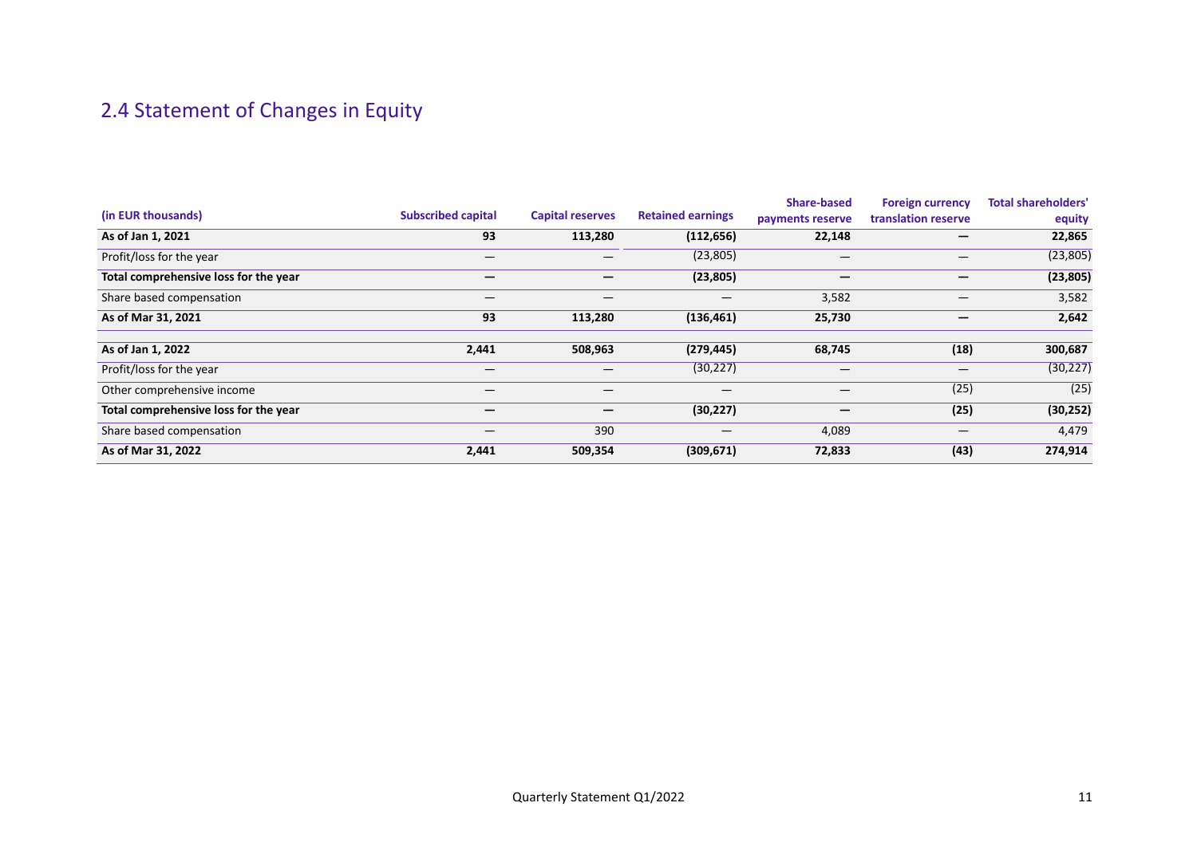## 2.4 Statement of Changes in Equity

| (in EUR thousands) | Subscribed capital | Capital reserves | Retained earnings | Share-based payments reserve | Foreign currency translation reserve | Total shareholders' equity |
|---|---|---|---|---|---|---|
| **As of Jan 1, 2021** | **93** | **113,280** | **(112,656)** | **22,148** | **—** | **22,865** |
| Profit/loss for the year | — | — | (23,805) | — | — | (23,805) |
| **Total comprehensive loss for the year** | **—** | **—** | **(23,805)** | **—** | **—** | **(23,805)** |
| Share based compensation | — | — | — | 3,582 | — | 3,582 |
| **As of Mar 31, 2021** | **93** | **113,280** | **(136,461)** | **25,730** | **—** | **2,642** |
| **As of Jan 1, 2022** | **2,441** | **508,963** | **(279,445)** | **68,745** | **(18)** | **300,687** |
| Profit/loss for the year | — | — | (30,227) | — | — | (30,227) |
| Other comprehensive income | — | — | — | — | (25) | (25) |
| **Total comprehensive loss for the year** | **—** | **—** | **(30,227)** | **—** | **(25)** | **(30,252)** |
| Share based compensation | — | 390 | — | 4,089 | — | 4,479 |
| **As of Mar 31, 2022** | **2,441** | **509,354** | **(309,671)** | **72,833** | **(43)** | **274,914** |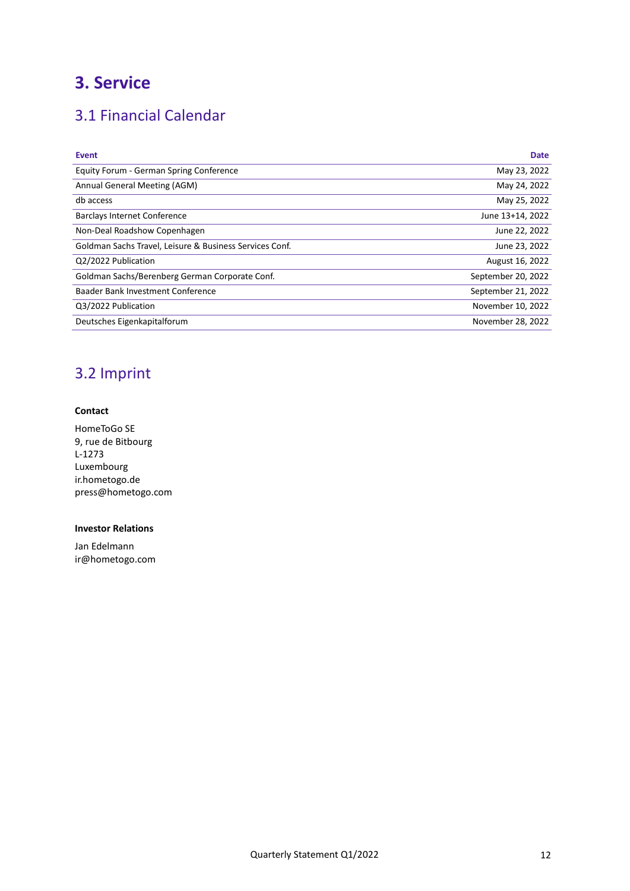# 3. Service

## 3.1 Financial Calendar

| Event | Date |
|---|---|
| Equity Forum - German Spring Conference | May 23, 2022 |
| Annual General Meeting (AGM) | May 24, 2022 |
| db access | May 25, 2022 |
| Barclays Internet Conference | June 13+14, 2022 |
| Non-Deal Roadshow Copenhagen | June 22, 2022 |
| Goldman Sachs Travel, Leisure & Business Services Conf. | June 23, 2022 |
| Q2/2022 Publication | August 16, 2022 |
| Goldman Sachs/Berenberg German Corporate Conf. | September 20, 2022 |
| Baader Bank Investment Conference | September 21, 2022 |
| Q3/2022 Publication | November 10, 2022 |
| Deutsches Eigenkapitalforum | November 28, 2022 |

## 3.2 Imprint

**Contact**

HomeToGo SE
9, rue de Bitbourg
L-1273
Luxembourg
ir.hometogo.de
press@hometogo.com

**Investor Relations**

Jan Edelmann
ir@hometogo.com